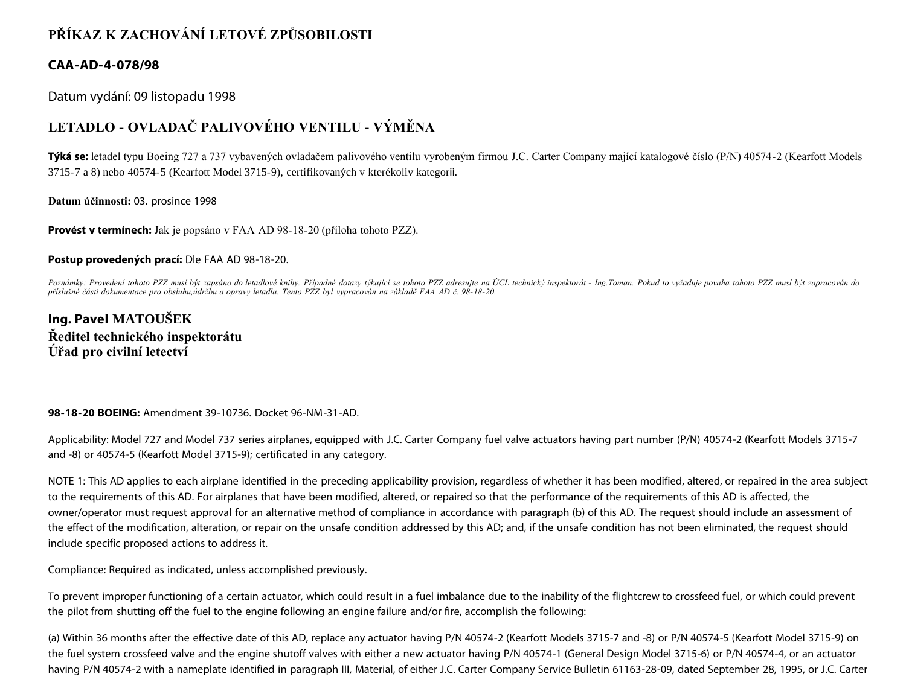# PŘÍKAZ K ZACHOVÁNÍ LETOVÉ ZPŮSOBILOSTI

## CAA-AD-4-078/98

Datum vydání: 09 listopadu 1998

## LETADLO - OVLADAČ PALIVOVÉHO VENTILU - VÝMĚNA

**Týká se:** letadel typu Boeing 727 a 737 vybavených ovladačem palivového ventilu vyrobeným firmou J.C. Carter Company mající katalogové číslo (P/N) 40574-2 (Kearfott Models 3715-7 a 8) nebo 40574-5 (Kearfott Model 3715-9), certifikovaných v kterékoliv kategorii.

**Datum účinnosti:** 03. prosince 1998

**Provést v termínech:** Jak je popsáno v FAA AD 98-18-20 (příloha tohoto PZZ).

**Postup provedených prací:** Dle FAA AD 98-18-20.

*Poznámky: Provedení tohoto PZZ musí být zapsáno do letadlové knihy. Případné dotazy týkající se tohoto PZZ adresujte na ÚCL technický inspektorát - Ing.Toman. Pokud to vyžaduje povaha tohoto PZZ musí být zapracován do příslušné části dokumentace pro obsluhu,údržbu a opravy letadla. Tento PZZ byl vypracován na základě FAA AD č. 98-18-20.*

**Ing. Pavel MATOUŠEK**
**Ředitel technického inspektorátu**
**Úřad pro civilní letectví**

**98-18-20 BOEING:** Amendment 39-10736. Docket 96-NM-31-AD.

Applicability: Model 727 and Model 737 series airplanes, equipped with J.C. Carter Company fuel valve actuators having part number (P/N) 40574-2 (Kearfott Models 3715-7 and -8) or 40574-5 (Kearfott Model 3715-9); certificated in any category.

NOTE 1: This AD applies to each airplane identified in the preceding applicability provision, regardless of whether it has been modified, altered, or repaired in the area subject to the requirements of this AD. For airplanes that have been modified, altered, or repaired so that the performance of the requirements of this AD is affected, the owner/operator must request approval for an alternative method of compliance in accordance with paragraph (b) of this AD. The request should include an assessment of the effect of the modification, alteration, or repair on the unsafe condition addressed by this AD; and, if the unsafe condition has not been eliminated, the request should include specific proposed actions to address it.

Compliance: Required as indicated, unless accomplished previously.

To prevent improper functioning of a certain actuator, which could result in a fuel imbalance due to the inability of the flightcrew to crossfeed fuel, or which could prevent the pilot from shutting off the fuel to the engine following an engine failure and/or fire, accomplish the following:

(a) Within 36 months after the effective date of this AD, replace any actuator having P/N 40574-2 (Kearfott Models 3715-7 and -8) or P/N 40574-5 (Kearfott Model 3715-9) on the fuel system crossfeed valve and the engine shutoff valves with either a new actuator having P/N 40574-1 (General Design Model 3715-6) or P/N 40574-4, or an actuator having P/N 40574-2 with a nameplate identified in paragraph III, Material, of either J.C. Carter Company Service Bulletin 61163-28-09, dated September 28, 1995, or J.C. Carter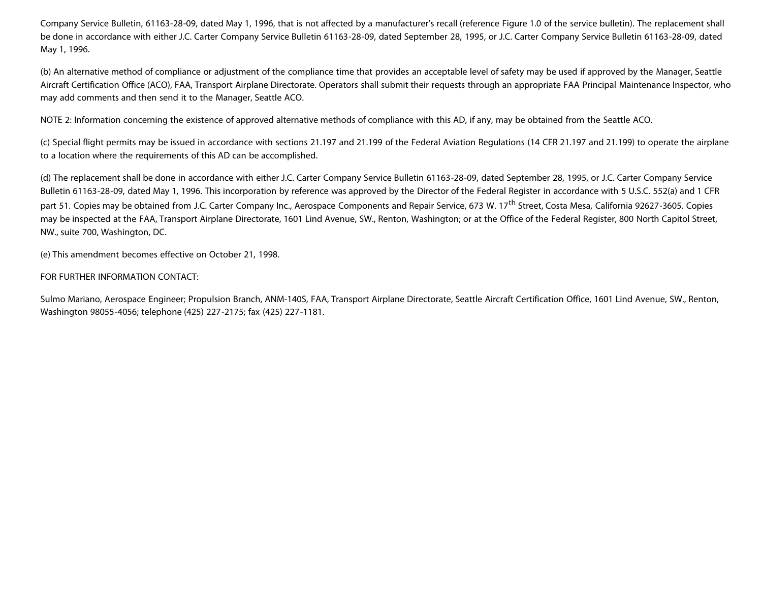Company Service Bulletin, 61163-28-09, dated May 1, 1996, that is not affected by a manufacturer's recall (reference Figure 1.0 of the service bulletin). The replacement shall be done in accordance with either J.C. Carter Company Service Bulletin 61163-28-09, dated September 28, 1995, or J.C. Carter Company Service Bulletin 61163-28-09, dated May 1, 1996.

(b) An alternative method of compliance or adjustment of the compliance time that provides an acceptable level of safety may be used if approved by the Manager, Seattle Aircraft Certification Office (ACO), FAA, Transport Airplane Directorate. Operators shall submit their requests through an appropriate FAA Principal Maintenance Inspector, who may add comments and then send it to the Manager, Seattle ACO.

NOTE 2: Information concerning the existence of approved alternative methods of compliance with this AD, if any, may be obtained from the Seattle ACO.

(c) Special flight permits may be issued in accordance with sections 21.197 and 21.199 of the Federal Aviation Regulations (14 CFR 21.197 and 21.199) to operate the airplane to a location where the requirements of this AD can be accomplished.

(d) The replacement shall be done in accordance with either J.C. Carter Company Service Bulletin 61163-28-09, dated September 28, 1995, or J.C. Carter Company Service Bulletin 61163-28-09, dated May 1, 1996. This incorporation by reference was approved by the Director of the Federal Register in accordance with 5 U.S.C. 552(a) and 1 CFR part 51. Copies may be obtained from J.C. Carter Company Inc., Aerospace Components and Repair Service, 673 W. 17th Street, Costa Mesa, California 92627-3605. Copies may be inspected at the FAA, Transport Airplane Directorate, 1601 Lind Avenue, SW., Renton, Washington; or at the Office of the Federal Register, 800 North Capitol Street, NW., suite 700, Washington, DC.

(e) This amendment becomes effective on October 21, 1998.

FOR FURTHER INFORMATION CONTACT:

Sulmo Mariano, Aerospace Engineer; Propulsion Branch, ANM-140S, FAA, Transport Airplane Directorate, Seattle Aircraft Certification Office, 1601 Lind Avenue, SW., Renton, Washington 98055-4056; telephone (425) 227-2175; fax (425) 227-1181.